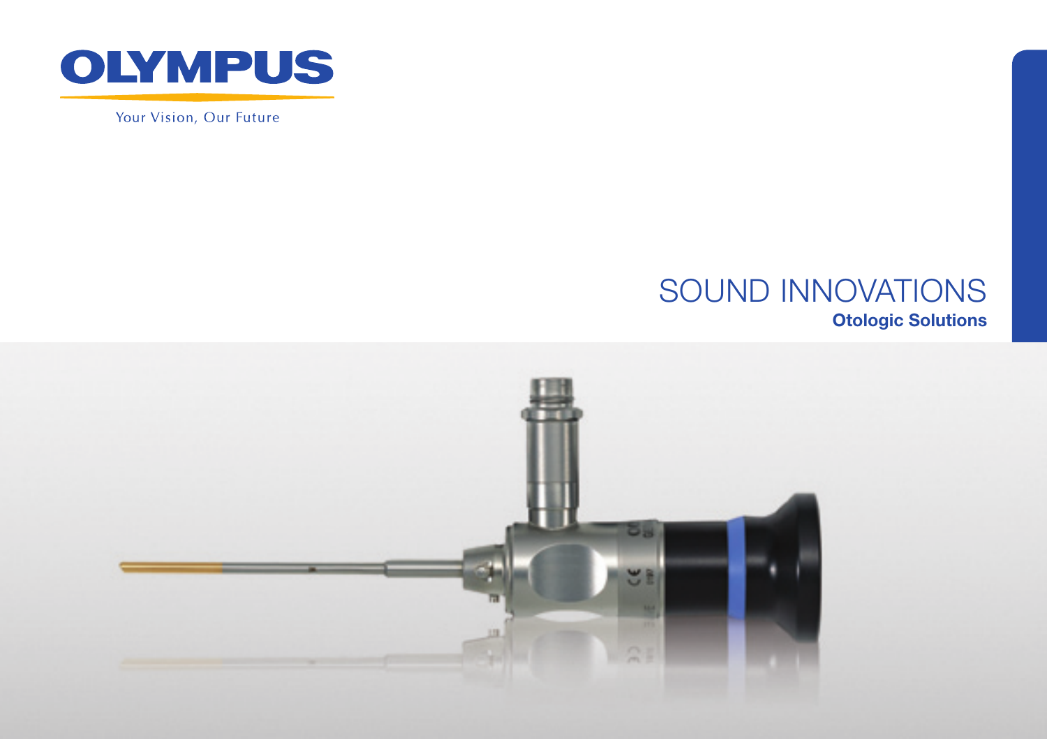OLYMPUS

Your Vision, Our Future

# SOUND INNOVATIONS

## Otologic Solutions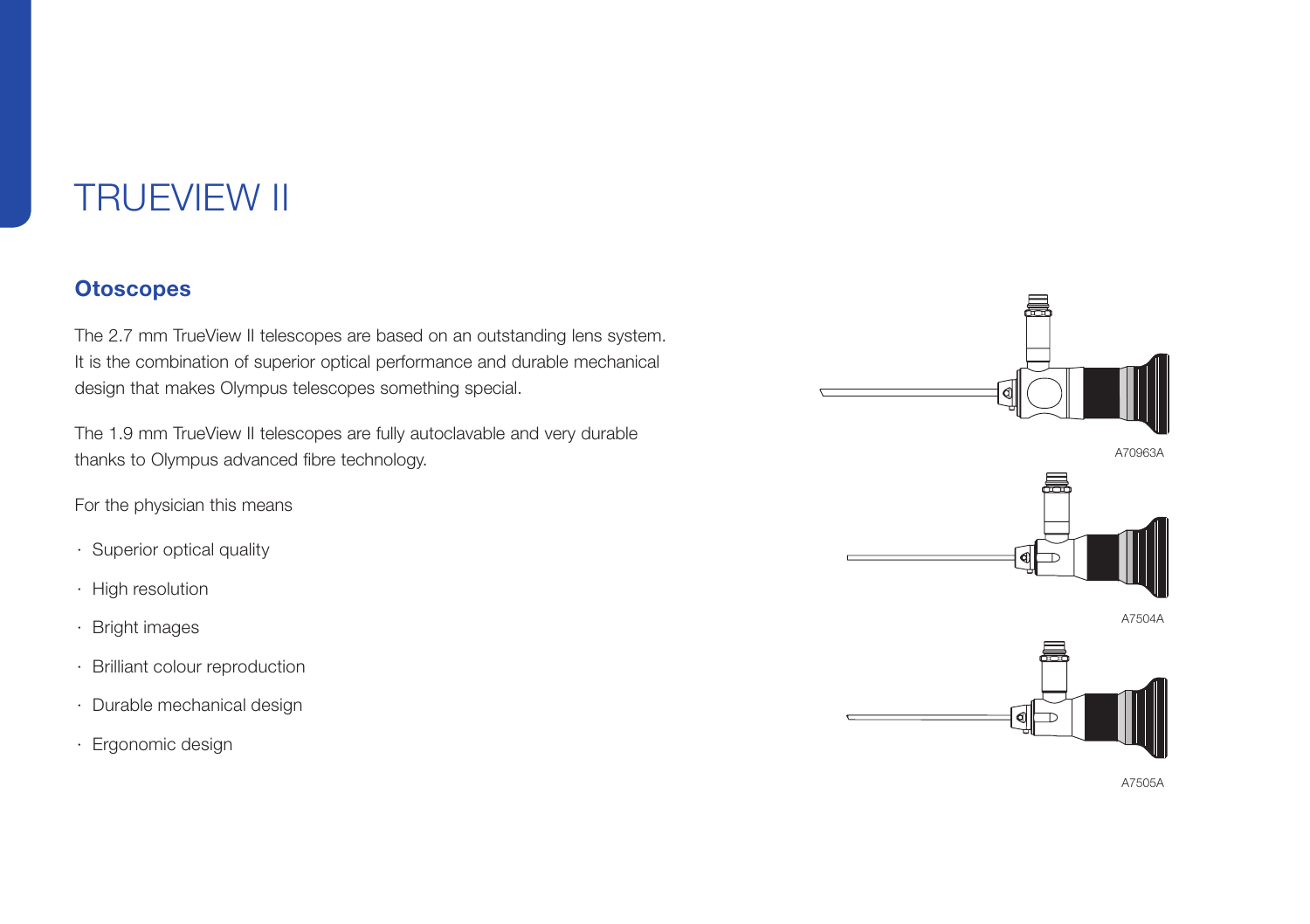# TRUEVIEW II

## Otoscopes

The 2.7 mm TrueView II telescopes are based on an outstanding lens system. It is the combination of superior optical performance and durable mechanical design that makes Olympus telescopes something special.

The 1.9 mm TrueView II telescopes are fully autoclavable and very durable thanks to Olympus advanced fibre technology.

For the physician this means

- Superior optical quality
- High resolution
- Bright images
- Brilliant colour reproduction
- Durable mechanical design
- Ergonomic design

A70963A

A7504A

A7505A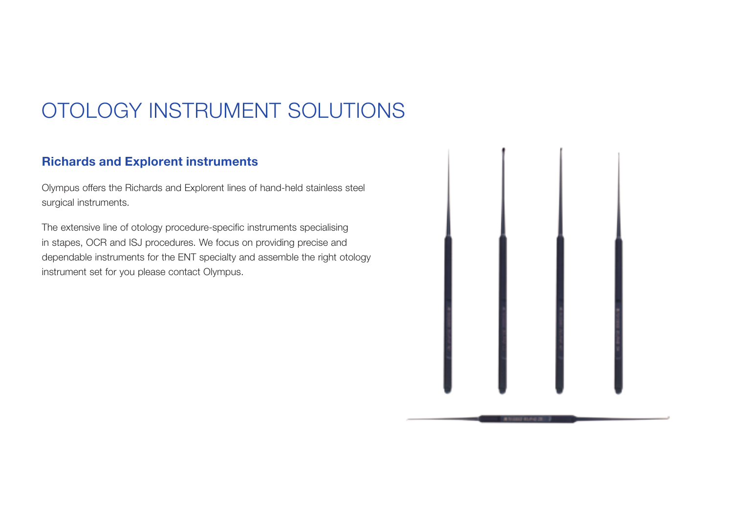# OTOLOGY INSTRUMENT SOLUTIONS

## Richards and Explorent instruments

Olympus offers the Richards and Explorent lines of hand-held stainless steel surgical instruments.

The extensive line of otology procedure-specific instruments specialising in stapes, OCR and ISJ procedures. We focus on providing precise and dependable instruments for the ENT specialty and assemble the right otology instrument set for you please contact Olympus.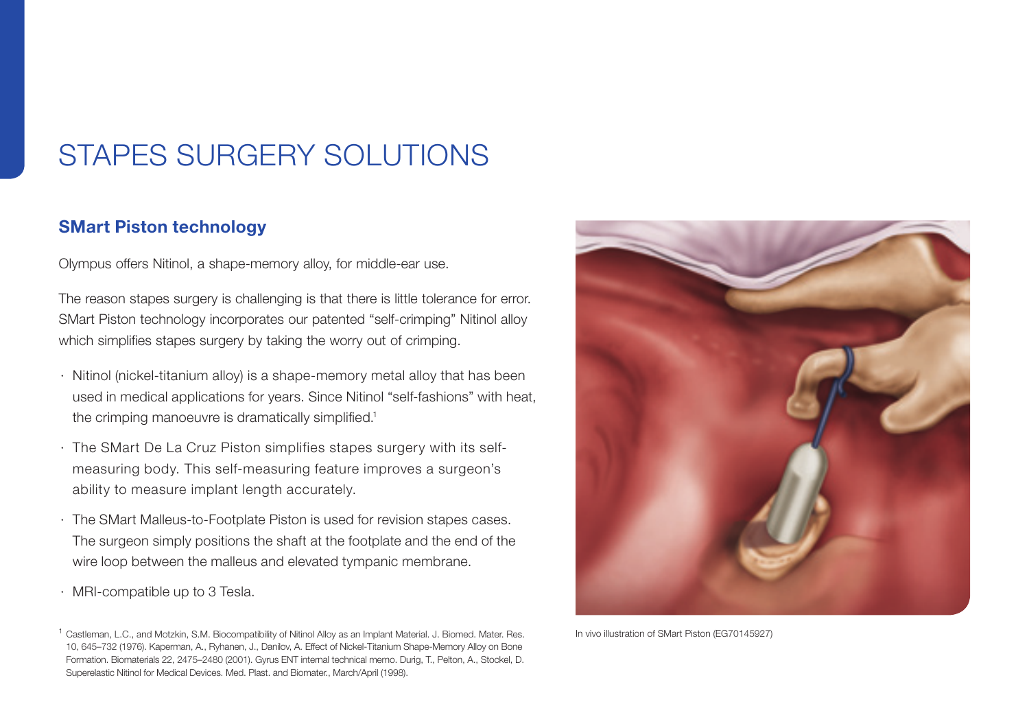# STAPES SURGERY SOLUTIONS

## SMart Piston technology

Olympus offers Nitinol, a shape-memory alloy, for middle-ear use.

The reason stapes surgery is challenging is that there is little tolerance for error. SMart Piston technology incorporates our patented "self-crimping" Nitinol alloy which simplifies stapes surgery by taking the worry out of crimping.

- Nitinol (nickel-titanium alloy) is a shape-memory metal alloy that has been used in medical applications for years. Since Nitinol "self-fashions" with heat, the crimping manoeuvre is dramatically simplified.[1]
- The SMart De La Cruz Piston simplifies stapes surgery with its self-measuring body. This self-measuring feature improves a surgeon's ability to measure implant length accurately.
- The SMart Malleus-to-Footplate Piston is used for revision stapes cases. The surgeon simply positions the shaft at the footplate and the end of the wire loop between the malleus and elevated tympanic membrane.
- MRI-compatible up to 3 Tesla.

In vivo illustration of SMart Piston (EG70145927)

[1] Castleman, L.C., and Motzkin, S.M. Biocompatibility of Nitinol Alloy as an Implant Material. J. Biomed. Mater. Res. 10, 645–732 (1976). Kaperman, A., Ryhanen, J., Danilov, A. Effect of Nickel-Titanium Shape-Memory Alloy on Bone Formation. Biomaterials 22, 2475–2480 (2001). Gyrus ENT internal technical memo. Durig, T., Pelton, A., Stockel, D. Superelastic Nitinol for Medical Devices. Med. Plast. and Biomater., March/April (1998).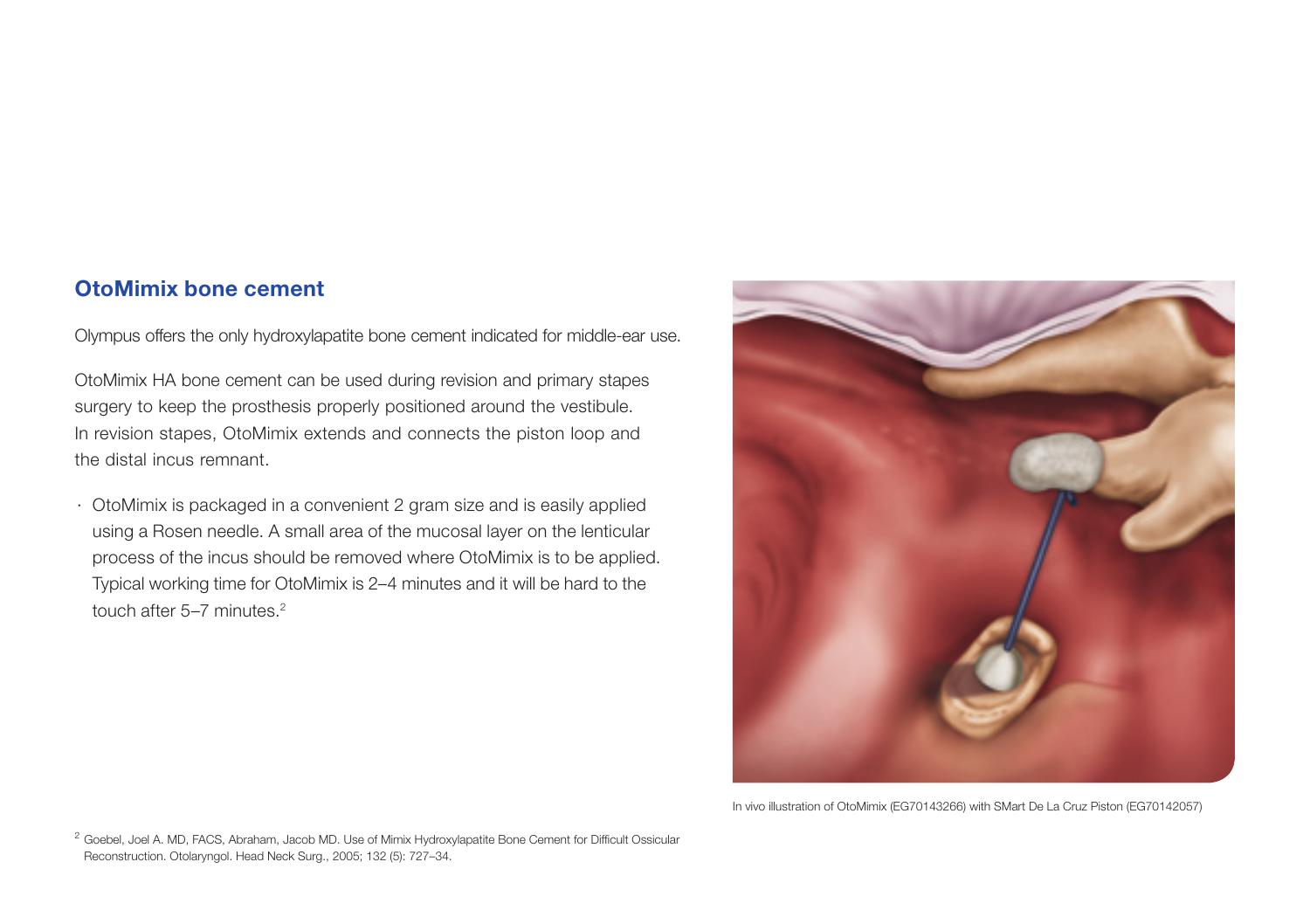## OtoMimix bone cement

Olympus offers the only hydroxylapatite bone cement indicated for middle-ear use.

OtoMimix HA bone cement can be used during revision and primary stapes surgery to keep the prosthesis properly positioned around the vestibule. In revision stapes, OtoMimix extends and connects the piston loop and the distal incus remnant.

- OtoMimix is packaged in a convenient 2 gram size and is easily applied using a Rosen needle. A small area of the mucosal layer on the lenticular process of the incus should be removed where OtoMimix is to be applied. Typical working time for OtoMimix is 2–4 minutes and it will be hard to the touch after 5–7 minutes.[2]

In vivo illustration of OtoMimix (EG70143266) with SMart De La Cruz Piston (EG70142057)

[2] Goebel, Joel A. MD, FACS, Abraham, Jacob MD. Use of Mimix Hydroxylapatite Bone Cement for Difficult Ossicular Reconstruction. Otolaryngol. Head Neck Surg., 2005; 132 (5): 727–34.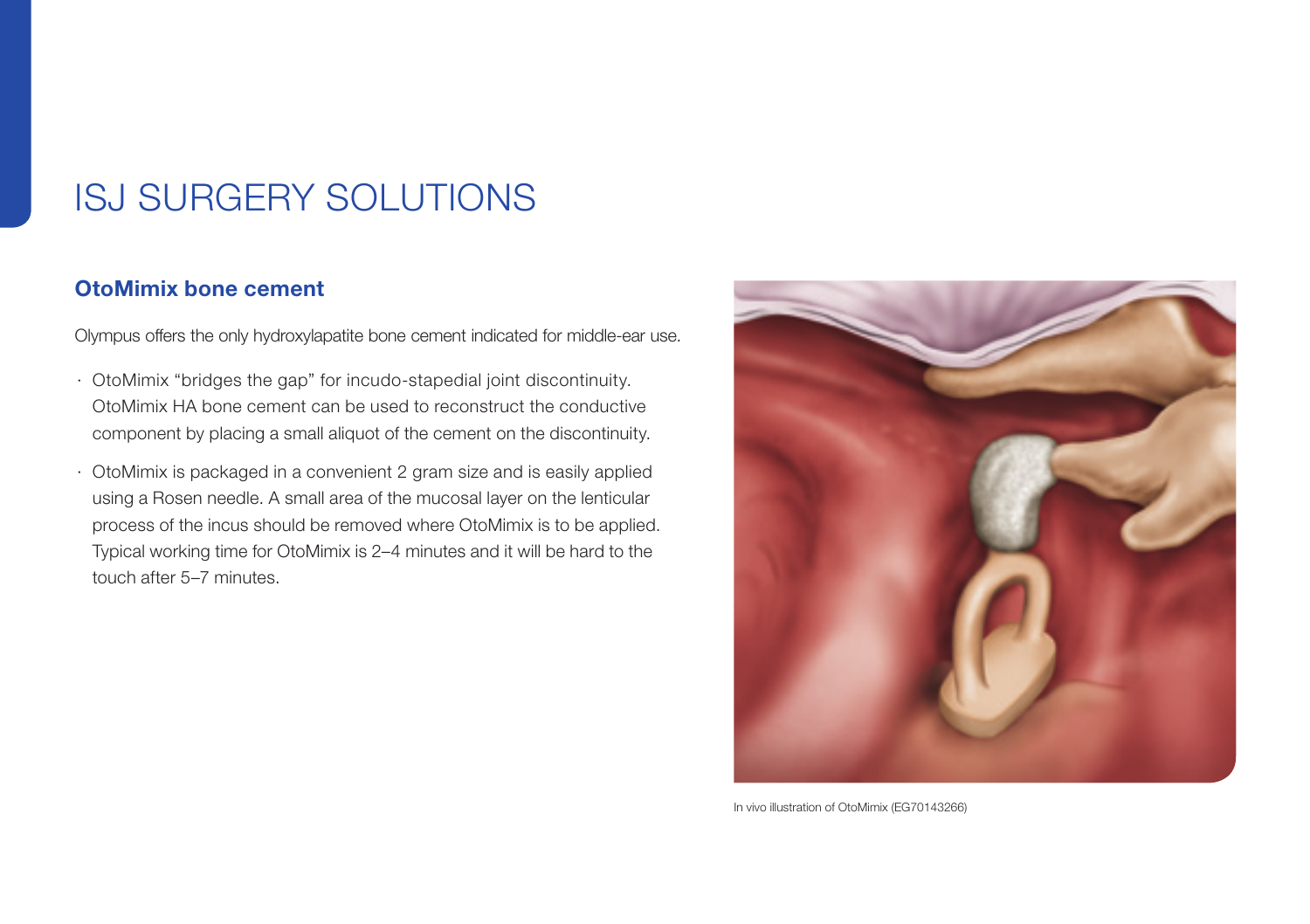# ISJ SURGERY SOLUTIONS

## OtoMimix bone cement

Olympus offers the only hydroxylapatite bone cement indicated for middle-ear use.

- OtoMimix “bridges the gap” for incudo-stapedial joint discontinuity. OtoMimix HA bone cement can be used to reconstruct the conductive component by placing a small aliquot of the cement on the discontinuity.
- OtoMimix is packaged in a convenient 2 gram size and is easily applied using a Rosen needle. A small area of the mucosal layer on the lenticular process of the incus should be removed where OtoMimix is to be applied. Typical working time for OtoMimix is 2–4 minutes and it will be hard to the touch after 5–7 minutes.

In vivo illustration of OtoMimix (EG70143266)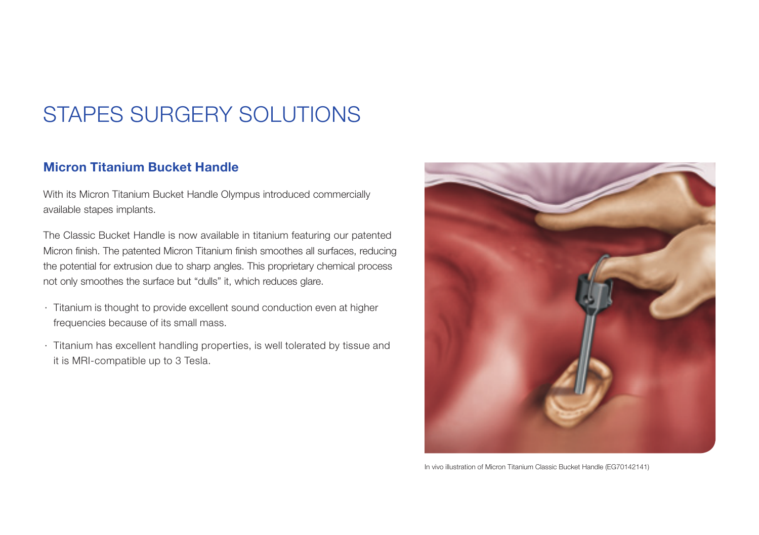# STAPES SURGERY SOLUTIONS

## Micron Titanium Bucket Handle

With its Micron Titanium Bucket Handle Olympus introduced commercially available stapes implants.

The Classic Bucket Handle is now available in titanium featuring our patented Micron finish. The patented Micron Titanium finish smoothes all surfaces, reducing the potential for extrusion due to sharp angles. This proprietary chemical process not only smoothes the surface but "dulls" it, which reduces glare.

- Titanium is thought to provide excellent sound conduction even at higher frequencies because of its small mass.
- Titanium has excellent handling properties, is well tolerated by tissue and it is MRI-compatible up to 3 Tesla.

In vivo illustration of Micron Titanium Classic Bucket Handle (EG70142141)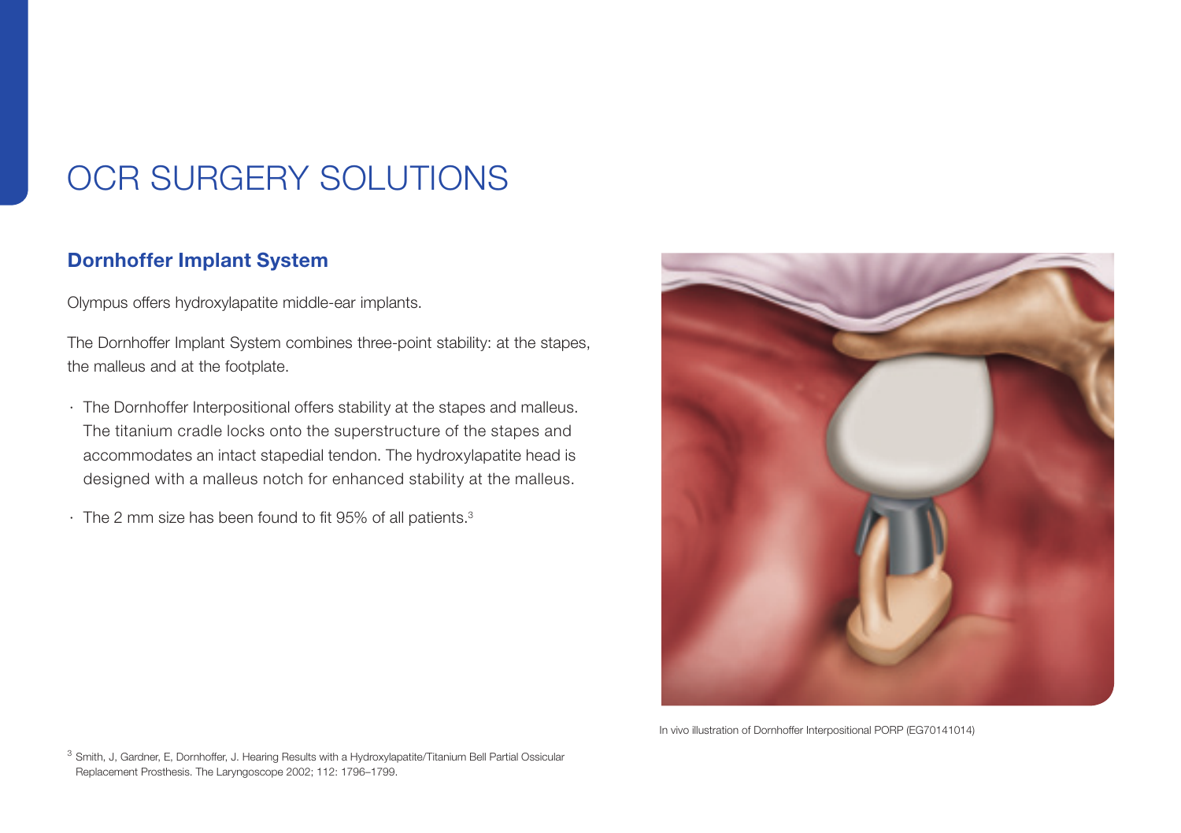# OCR SURGERY SOLUTIONS

## Dornhoffer Implant System

Olympus offers hydroxylapatite middle-ear implants.

The Dornhoffer Implant System combines three-point stability: at the stapes, the malleus and at the footplate.

- The Dornhoffer Interpositional offers stability at the stapes and malleus. The titanium cradle locks onto the superstructure of the stapes and accommodates an intact stapedial tendon. The hydroxylapatite head is designed with a malleus notch for enhanced stability at the malleus.
- The 2 mm size has been found to fit 95% of all patients.[3]

In vivo illustration of Dornhoffer Interpositional PORP (EG70141014)

[3] Smith, J, Gardner, E, Dornhoffer, J. Hearing Results with a Hydroxylapatite/Titanium Bell Partial Ossicular Replacement Prosthesis. The Laryngoscope 2002; 112: 1796–1799.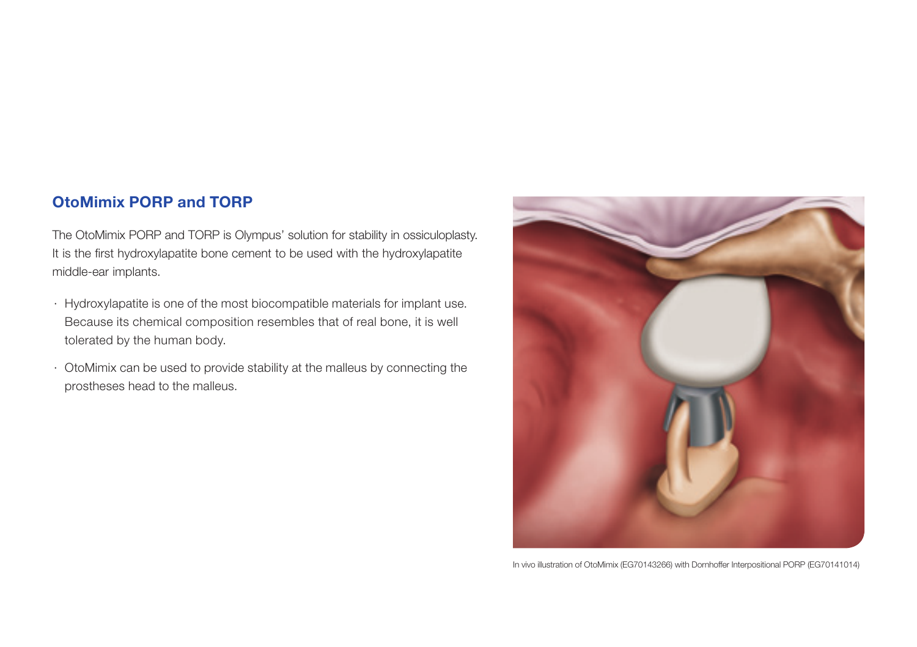## OtoMimix PORP and TORP

The OtoMimix PORP and TORP is Olympus' solution for stability in ossiculoplasty. It is the first hydroxylapatite bone cement to be used with the hydroxylapatite middle-ear implants.

- Hydroxylapatite is one of the most biocompatible materials for implant use. Because its chemical composition resembles that of real bone, it is well tolerated by the human body.
- OtoMimix can be used to provide stability at the malleus by connecting the prostheses head to the malleus.

In vivo illustration of OtoMimix (EG70143266) with Dornhoffer Interpositional PORP (EG70141014)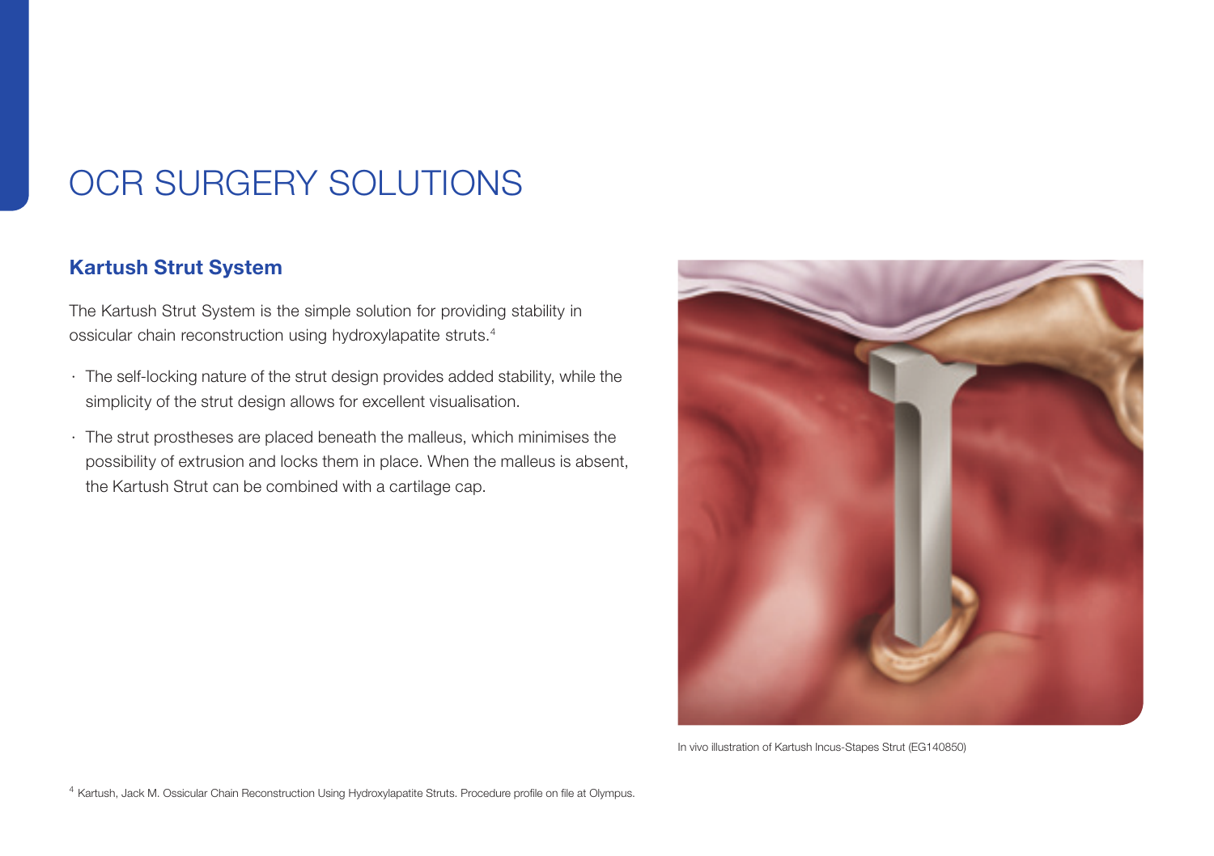# OCR SURGERY SOLUTIONS

## Kartush Strut System

The Kartush Strut System is the simple solution for providing stability in ossicular chain reconstruction using hydroxylapatite struts.[4]

- The self-locking nature of the strut design provides added stability, while the simplicity of the strut design allows for excellent visualisation.
- The strut prostheses are placed beneath the malleus, which minimises the possibility of extrusion and locks them in place. When the malleus is absent, the Kartush Strut can be combined with a cartilage cap.

In vivo illustration of Kartush Incus-Stapes Strut (EG140850)

[4] Kartush, Jack M. Ossicular Chain Reconstruction Using Hydroxylapatite Struts. Procedure profile on file at Olympus.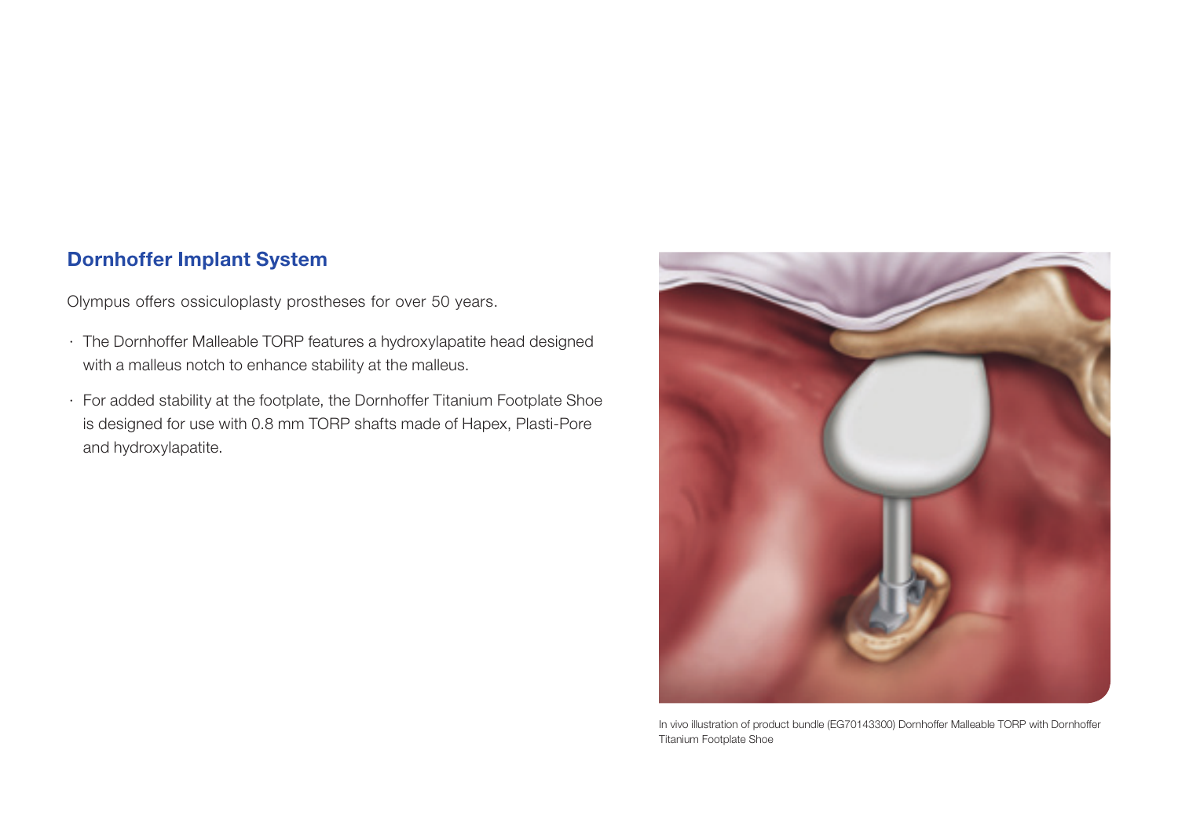## Dornhoffer Implant System

Olympus offers ossiculoplasty prostheses for over 50 years.

- The Dornhoffer Malleable TORP features a hydroxylapatite head designed with a malleus notch to enhance stability at the malleus.
- For added stability at the footplate, the Dornhoffer Titanium Footplate Shoe is designed for use with 0.8 mm TORP shafts made of Hapex, Plasti-Pore and hydroxylapatite.

In vivo illustration of product bundle (EG70143300) Dornhoffer Malleable TORP with Dornhoffer Titanium Footplate Shoe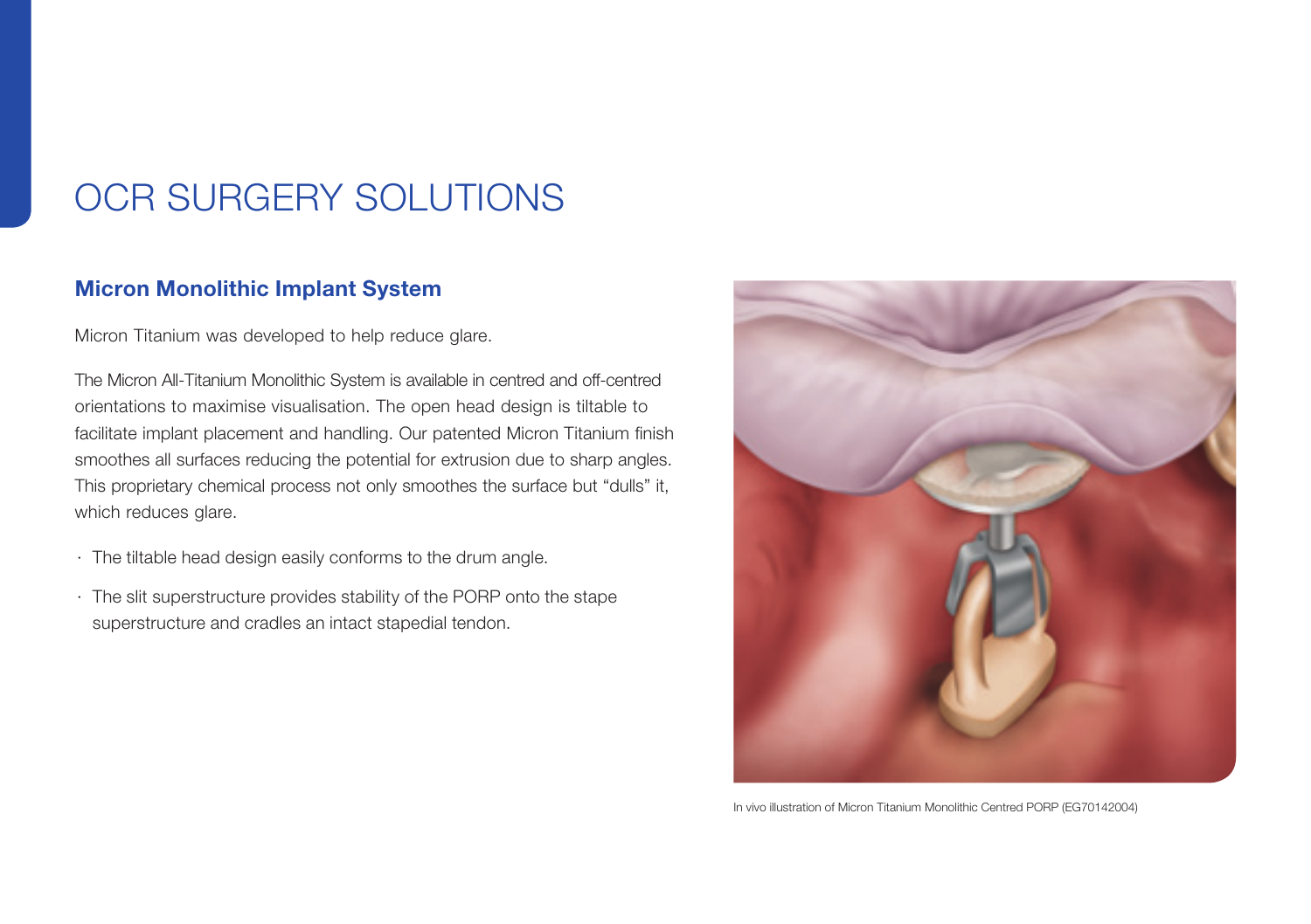# OCR SURGERY SOLUTIONS

## Micron Monolithic Implant System

Micron Titanium was developed to help reduce glare.

The Micron All-Titanium Monolithic System is available in centred and off-centred orientations to maximise visualisation. The open head design is tiltable to facilitate implant placement and handling. Our patented Micron Titanium finish smoothes all surfaces reducing the potential for extrusion due to sharp angles. This proprietary chemical process not only smoothes the surface but "dulls" it, which reduces glare.

- The tiltable head design easily conforms to the drum angle.
- The slit superstructure provides stability of the PORP onto the stape superstructure and cradles an intact stapedial tendon.

In vivo illustration of Micron Titanium Monolithic Centred PORP (EG70142004)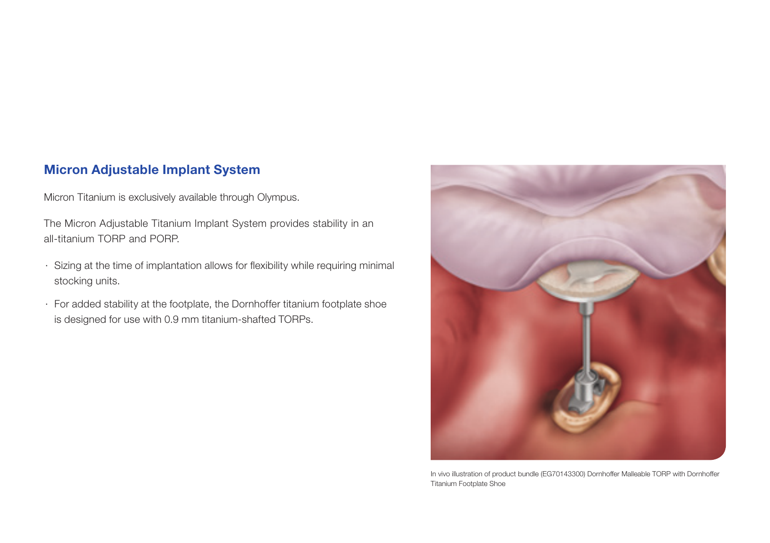## Micron Adjustable Implant System

Micron Titanium is exclusively available through Olympus.

The Micron Adjustable Titanium Implant System provides stability in an all-titanium TORP and PORP.

- Sizing at the time of implantation allows for flexibility while requiring minimal stocking units.
- For added stability at the footplate, the Dornhoffer titanium footplate shoe is designed for use with 0.9 mm titanium-shafted TORPs.

In vivo illustration of product bundle (EG70143300) Dornhoffer Malleable TORP with Dornhoffer Titanium Footplate Shoe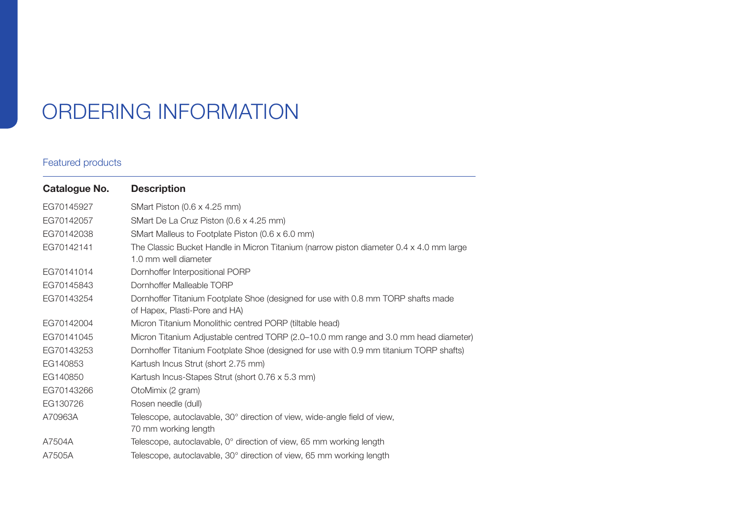# ORDERING INFORMATION

## Featured products

| Catalogue No. | Description |
|---|---|
| EG70145927 | SMart Piston (0.6 x 4.25 mm) |
| EG70142057 | SMart De La Cruz Piston (0.6 x 4.25 mm) |
| EG70142038 | SMart Malleus to Footplate Piston (0.6 x 6.0 mm) |
| EG70142141 | The Classic Bucket Handle in Micron Titanium (narrow piston diameter 0.4 x 4.0 mm large 1.0 mm well diameter |
| EG70141014 | Dornhoffer Interpositional PORP |
| EG70145843 | Dornhoffer Malleable TORP |
| EG70143254 | Dornhoffer Titanium Footplate Shoe (designed for use with 0.8 mm TORP shafts made of Hapex, Plasti-Pore and HA) |
| EG70142004 | Micron Titanium Monolithic centred PORP (tiltable head) |
| EG70141045 | Micron Titanium Adjustable centred TORP (2.0–10.0 mm range and 3.0 mm head diameter) |
| EG70143253 | Dornhoffer Titanium Footplate Shoe (designed for use with 0.9 mm titanium TORP shafts) |
| EG140853 | Kartush Incus Strut (short 2.75 mm) |
| EG140850 | Kartush Incus-Stapes Strut (short 0.76 x 5.3 mm) |
| EG70143266 | OtoMimix (2 gram) |
| EG130726 | Rosen needle (dull) |
| A70963A | Telescope, autoclavable, 30° direction of view, wide-angle field of view, 70 mm working length |
| A7504A | Telescope, autoclavable, 0° direction of view, 65 mm working length |
| A7505A | Telescope, autoclavable, 30° direction of view, 65 mm working length |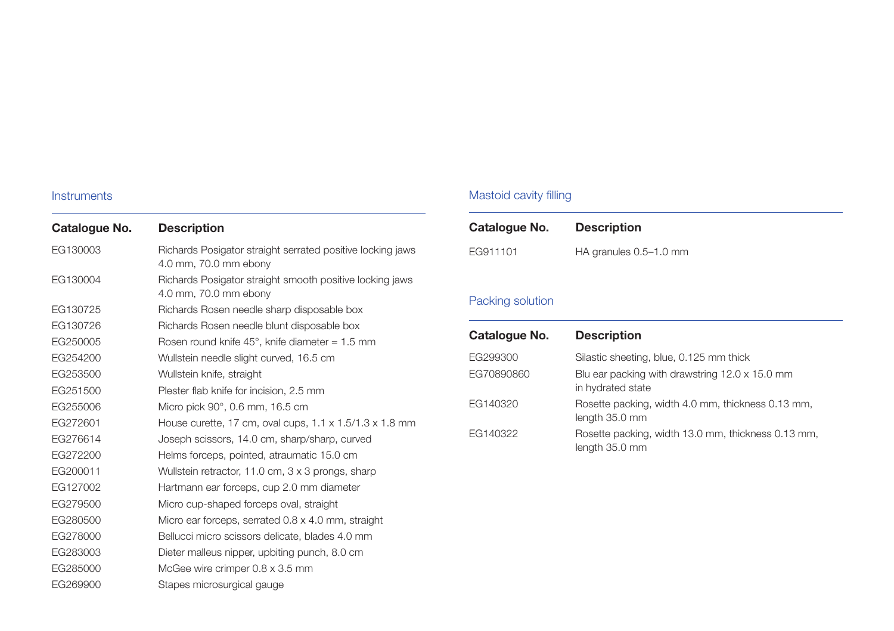## Instruments

| Catalogue No. | Description |
|---|---|
| EG130003 | Richards Posigator straight serrated positive locking jaws 4.0 mm, 70.0 mm ebony |
| EG130004 | Richards Posigator straight smooth positive locking jaws 4.0 mm, 70.0 mm ebony |
| EG130725 | Richards Rosen needle sharp disposable box |
| EG130726 | Richards Rosen needle blunt disposable box |
| EG250005 | Rosen round knife 45°, knife diameter = 1.5 mm |
| EG254200 | Wullstein needle slight curved, 16.5 cm |
| EG253500 | Wullstein knife, straight |
| EG251500 | Plester flab knife for incision, 2.5 mm |
| EG255006 | Micro pick 90°, 0.6 mm, 16.5 cm |
| EG272601 | House curette, 17 cm, oval cups, 1.1 x 1.5/1.3 x 1.8 mm |
| EG276614 | Joseph scissors, 14.0 cm, sharp/sharp, curved |
| EG272200 | Helms forceps, pointed, atraumatic 15.0 cm |
| EG200011 | Wullstein retractor, 11.0 cm, 3 x 3 prongs, sharp |
| EG127002 | Hartmann ear forceps, cup 2.0 mm diameter |
| EG279500 | Micro cup-shaped forceps oval, straight |
| EG280500 | Micro ear forceps, serrated 0.8 x 4.0 mm, straight |
| EG278000 | Bellucci micro scissors delicate, blades 4.0 mm |
| EG283003 | Dieter malleus nipper, upbiting punch, 8.0 cm |
| EG285000 | McGee wire crimper 0.8 x 3.5 mm |
| EG269900 | Stapes microsurgical gauge |

## Mastoid cavity filling

| Catalogue No. | Description |
|---|---|
| EG911101 | HA granules 0.5–1.0 mm |

## Packing solution

| Catalogue No. | Description |
|---|---|
| EG299300 | Silastic sheeting, blue, 0.125 mm thick |
| EG70890860 | Blu ear packing with drawstring 12.0 x 15.0 mm in hydrated state |
| EG140320 | Rosette packing, width 4.0 mm, thickness 0.13 mm, length 35.0 mm |
| EG140322 | Rosette packing, width 13.0 mm, thickness 0.13 mm, length 35.0 mm |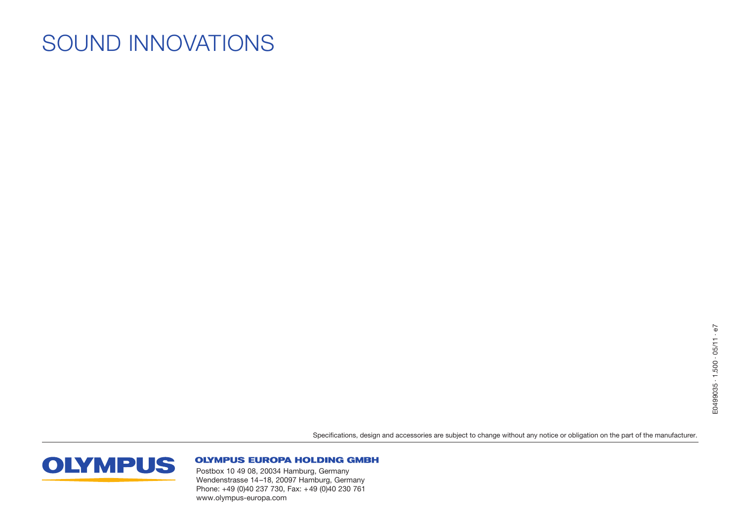# SOUND INNOVATIONS

E0499035 · 1.500 · 05/11 · e7

Specifications, design and accessories are subject to change without any notice or obligation on the part of the manufacturer.

OLYMPUS

**OLYMPUS EUROPA HOLDING GMBH**

Postbox 10 49 08, 20034 Hamburg, Germany
Wendenstrasse 14–18, 20097 Hamburg, Germany
Phone: +49 (0)40 237 730, Fax: +49 (0)40 230 761
www.olympus-europa.com